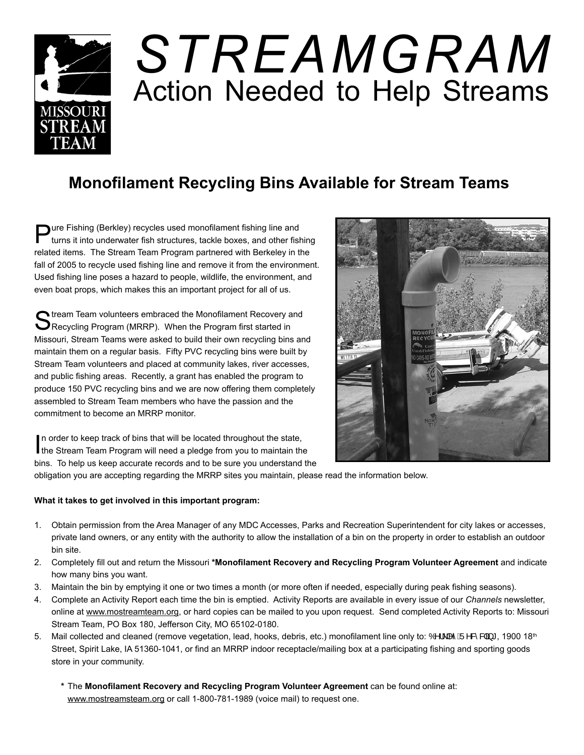# STREAMGRAM

## Action Needed to Help Streams

### Monofilament Recycling Bins Available for Stream Teams

Pure Fishing (Berkley) recycles used monofilament fishing line and turns it into underwater fish structures, tackle boxes, and other fishing related items. The Stream Team Program partnered with Berkeley in the fall of 2005 to recycle used fishing line and remove it from the environment. Used fishing line poses a hazard to people, wildlife, the environment, and even boat props, which makes this an important project for all of us.

Stream Team volunteers embraced the Monofilament Recovery and Recycling Program (MRRP). When the Program first started in Missouri, Stream Teams were asked to build their own recycling bins and maintain them on a regular basis. Fifty PVC recycling bins were built by Stream Team volunteers and placed at community lakes, river accesses, and public fishing areas. Recently, a grant has enabled the program to produce 150 PVC recycling bins and we are now offering them completely assembled to Stream Team members who have the passion and the commitment to become an MRRP monitor.

In order to keep track of bins that will be located throughout the state, the Stream Team Program will need a pledge from you to maintain the bins. To help us keep accurate records and to be sure you understand the obligation you are accepting regarding the MRRP sites you maintain, please read the information below.

**What it takes to get involved in this important program:**

1. Obtain permission from the Area Manager of any MDC Accesses, Parks and Recreation Superintendent for city lakes or accesses, private land owners, or any entity with the authority to allow the installation of a bin on the property in order to establish an outdoor bin site.
2. Completely fill out and return the Missouri ***Monofilament Recovery and Recycling Program Volunteer Agreement** and indicate how many bins you want.
3. Maintain the bin by emptying it one or two times a month (or more often if needed, especially during peak fishing seasons).
4. Complete an Activity Report each time the bin is emptied. Activity Reports are available in every issue of our *Channels* newsletter, online at www.mostreamteam.org, or hard copies can be mailed to you upon request. Send completed Activity Reports to: Missouri Stream Team, PO Box 180, Jefferson City, MO 65102-0180.
5. Mail collected and cleaned (remove vegetation, lead, hooks, debris, etc.) monofilament line only to: Berkley Recycling, 1900 18th Street, Spirit Lake, IA 51360-1041, or find an MRRP indoor receptacle/mailing box at a participating fishing and sporting goods store in your community.

\* The **Monofilament Recovery and Recycling Program Volunteer Agreement** can be found online at: www.mostreamsteam.org or call 1-800-781-1989 (voice mail) to request one.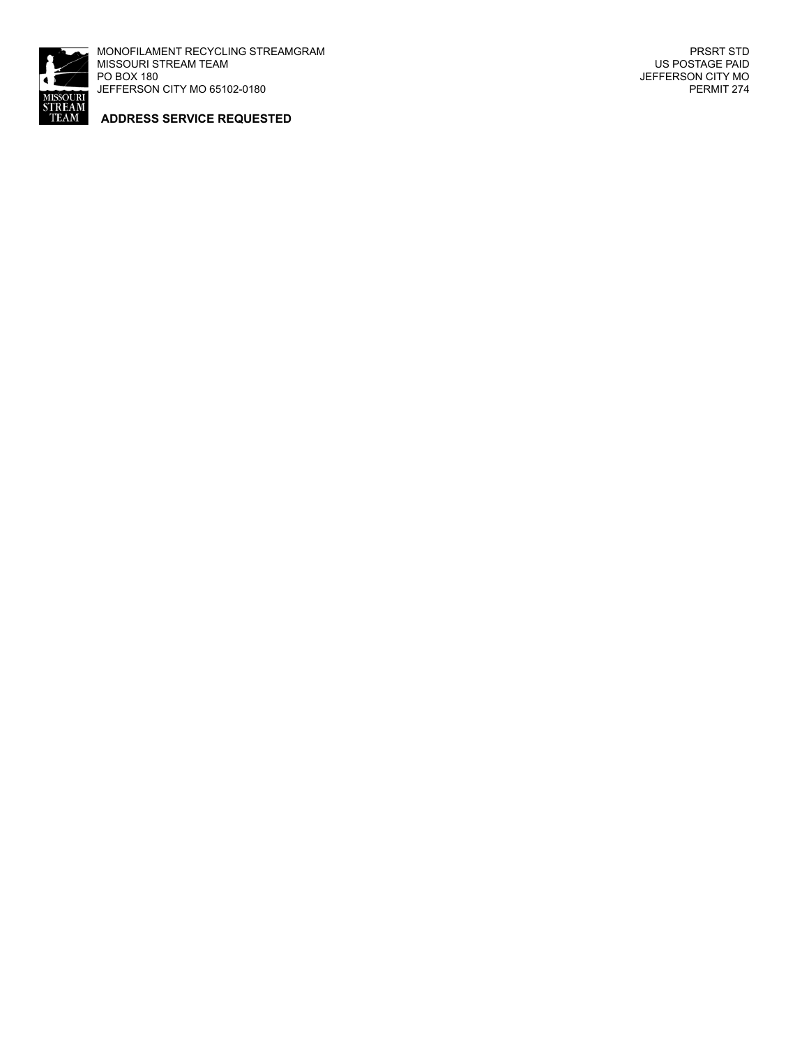MONOFILAMENT RECYCLING STREAMGRAM
MISSOURI STREAM TEAM
PO BOX 180
JEFFERSON CITY MO 65102-0180

**ADDRESS SERVICE REQUESTED**

PRSRT STD
US POSTAGE PAID
JEFFERSON CITY MO
PERMIT 274